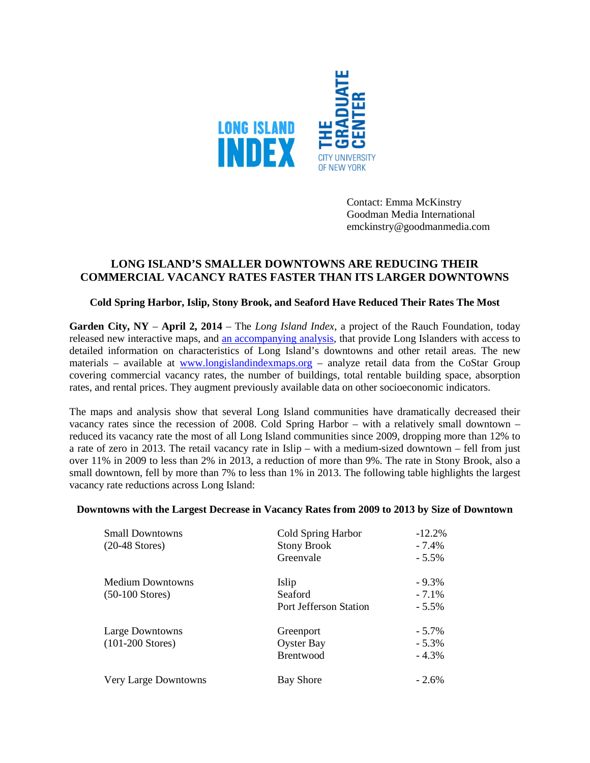LONG ISLAND INDEX

THE GRADUATE CENTER
CITY UNIVERSITY OF NEW YORK

Contact: Emma McKinstry
Goodman Media International
emckinstry@goodmanmedia.com

# LONG ISLAND'S SMALLER DOWNTOWNS ARE REDUCING THEIR COMMERCIAL VACANCY RATES FASTER THAN ITS LARGER DOWNTOWNS

### Cold Spring Harbor, Islip, Stony Brook, and Seaford Have Reduced Their Rates The Most

**Garden City, NY** – **April 2, 2014** – The *Long Island Index*, a project of the Rauch Foundation, today released new interactive maps, and [an accompanying analysis](), that provide Long Islanders with access to detailed information on characteristics of Long Island's downtowns and other retail areas. The new materials – available at [www.longislandindexmaps.org]() – analyze retail data from the CoStar Group covering commercial vacancy rates, the number of buildings, total rentable building space, absorption rates, and rental prices. They augment previously available data on other socioeconomic indicators.

The maps and analysis show that several Long Island communities have dramatically decreased their vacancy rates since the recession of 2008. Cold Spring Harbor – with a relatively small downtown – reduced its vacancy rate the most of all Long Island communities since 2009, dropping more than 12% to a rate of zero in 2013. The retail vacancy rate in Islip – with a medium-sized downtown – fell from just over 11% in 2009 to less than 2% in 2013, a reduction of more than 9%. The rate in Stony Brook, also a small downtown, fell by more than 7% to less than 1% in 2013. The following table highlights the largest vacancy rate reductions across Long Island:

**Downtowns with the Largest Decrease in Vacancy Rates from 2009 to 2013 by Size of Downtown**

| Size of Downtown | Downtown | Decrease |
|---|---|---|
| Small Downtowns (20-48 Stores) | Cold Spring Harbor | -12.2% |
| | Stony Brook | - 7.4% |
| | Greenvale | - 5.5% |
| Medium Downtowns (50-100 Stores) | Islip | - 9.3% |
| | Seaford | - 7.1% |
| | Port Jefferson Station | - 5.5% |
| Large Downtowns (101-200 Stores) | Greenport | - 5.7% |
| | Oyster Bay | - 5.3% |
| | Brentwood | - 4.3% |
| Very Large Downtowns | Bay Shore | - 2.6% |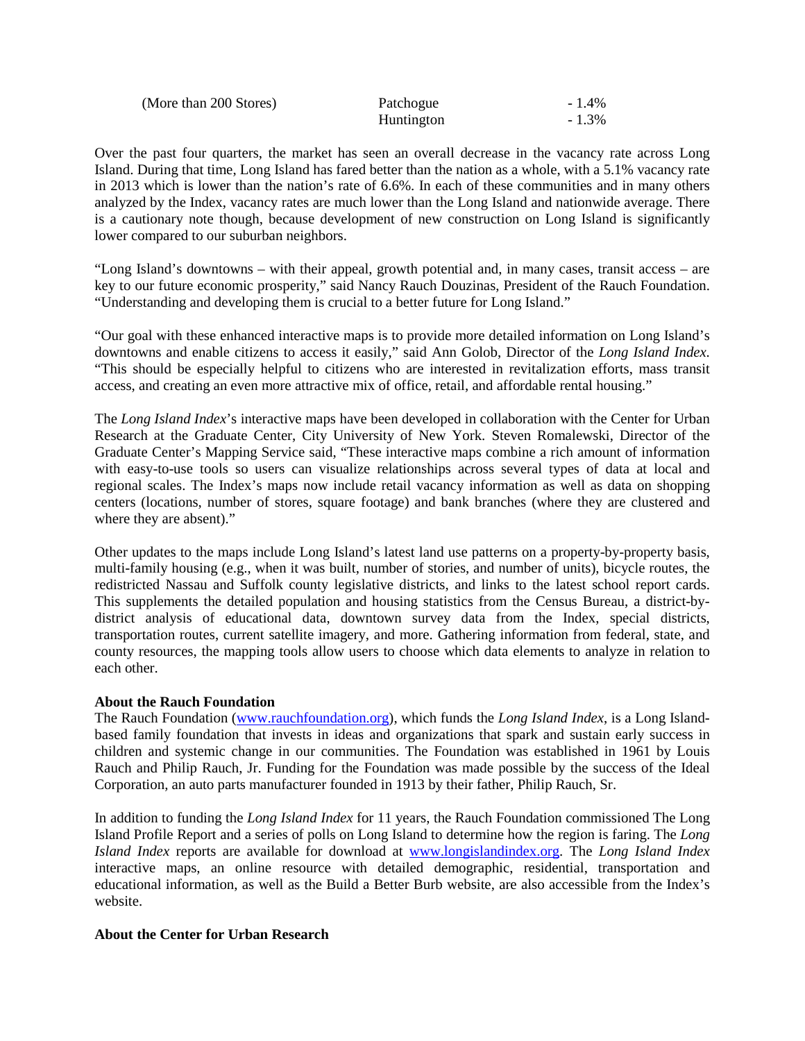| (More than 200 Stores) | Patchogue | - 1.4% |
| --- | --- | --- |
| | Huntington | - 1.3% |

Over the past four quarters, the market has seen an overall decrease in the vacancy rate across Long Island. During that time, Long Island has fared better than the nation as a whole, with a 5.1% vacancy rate in 2013 which is lower than the nation's rate of 6.6%. In each of these communities and in many others analyzed by the Index, vacancy rates are much lower than the Long Island and nationwide average. There is a cautionary note though, because development of new construction on Long Island is significantly lower compared to our suburban neighbors.

"Long Island's downtowns – with their appeal, growth potential and, in many cases, transit access – are key to our future economic prosperity," said Nancy Rauch Douzinas, President of the Rauch Foundation. "Understanding and developing them is crucial to a better future for Long Island."

"Our goal with these enhanced interactive maps is to provide more detailed information on Long Island's downtowns and enable citizens to access it easily," said Ann Golob, Director of the *Long Island Index*. "This should be especially helpful to citizens who are interested in revitalization efforts, mass transit access, and creating an even more attractive mix of office, retail, and affordable rental housing."

The *Long Island Index*'s interactive maps have been developed in collaboration with the Center for Urban Research at the Graduate Center, City University of New York. Steven Romalewski, Director of the Graduate Center's Mapping Service said, "These interactive maps combine a rich amount of information with easy-to-use tools so users can visualize relationships across several types of data at local and regional scales. The Index's maps now include retail vacancy information as well as data on shopping centers (locations, number of stores, square footage) and bank branches (where they are clustered and where they are absent)."

Other updates to the maps include Long Island's latest land use patterns on a property-by-property basis, multi-family housing (e.g., when it was built, number of stories, and number of units), bicycle routes, the redistricted Nassau and Suffolk county legislative districts, and links to the latest school report cards. This supplements the detailed population and housing statistics from the Census Bureau, a district-by-district analysis of educational data, downtown survey data from the Index, special districts, transportation routes, current satellite imagery, and more. Gathering information from federal, state, and county resources, the mapping tools allow users to choose which data elements to analyze in relation to each other.

**About the Rauch Foundation**

The Rauch Foundation (www.rauchfoundation.org), which funds the *Long Island Index*, is a Long Island-based family foundation that invests in ideas and organizations that spark and sustain early success in children and systemic change in our communities. The Foundation was established in 1961 by Louis Rauch and Philip Rauch, Jr. Funding for the Foundation was made possible by the success of the Ideal Corporation, an auto parts manufacturer founded in 1913 by their father, Philip Rauch, Sr.

In addition to funding the *Long Island Index* for 11 years, the Rauch Foundation commissioned The Long Island Profile Report and a series of polls on Long Island to determine how the region is faring. The *Long Island Index* reports are available for download at www.longislandindex.org. The *Long Island Index* interactive maps, an online resource with detailed demographic, residential, transportation and educational information, as well as the Build a Better Burb website, are also accessible from the Index's website.

**About the Center for Urban Research**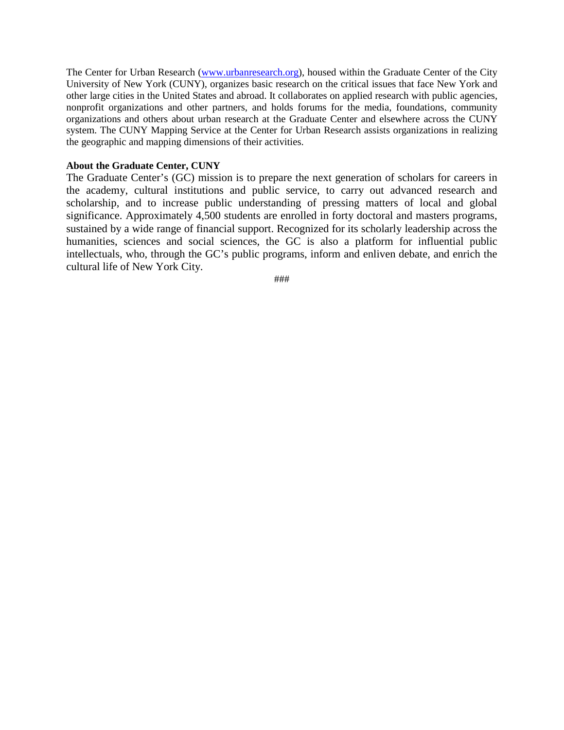The Center for Urban Research ([www.urbanresearch.org](http://www.urbanresearch.org)), housed within the Graduate Center of the City University of New York (CUNY), organizes basic research on the critical issues that face New York and other large cities in the United States and abroad. It collaborates on applied research with public agencies, nonprofit organizations and other partners, and holds forums for the media, foundations, community organizations and others about urban research at the Graduate Center and elsewhere across the CUNY system. The CUNY Mapping Service at the Center for Urban Research assists organizations in realizing the geographic and mapping dimensions of their activities.

**About the Graduate Center, CUNY**

The Graduate Center's (GC) mission is to prepare the next generation of scholars for careers in the academy, cultural institutions and public service, to carry out advanced research and scholarship, and to increase public understanding of pressing matters of local and global significance. Approximately 4,500 students are enrolled in forty doctoral and masters programs, sustained by a wide range of financial support. Recognized for its scholarly leadership across the humanities, sciences and social sciences, the GC is also a platform for influential public intellectuals, who, through the GC's public programs, inform and enliven debate, and enrich the cultural life of New York City.

###